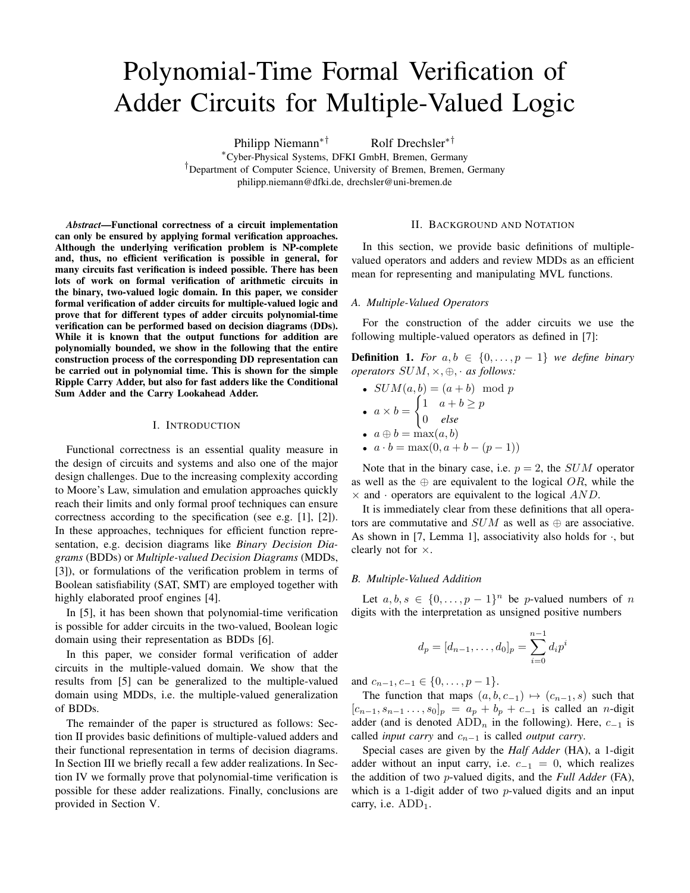# Polynomial-Time Formal Verification of Adder Circuits for Multiple-Valued Logic

Philipp Niemann*† Rolf Drechsler*†

*Cyber-Physical Systems, DFKI GmbH, Bremen, Germany

†Department of Computer Science, University of Bremen, Bremen, Germany

philipp.niemann@dfki.de, drechsler@uni-bremen.de

***Abstract*—Functional correctness of a circuit implementation can only be ensured by applying formal verification approaches. Although the underlying verification problem is NP-complete and, thus, no efficient verification is possible in general, for many circuits fast verification is indeed possible. There has been lots of work on formal verification of arithmetic circuits in the binary, two-valued logic domain. In this paper, we consider formal verification of adder circuits for multiple-valued logic and prove that for different types of adder circuits polynomial-time verification can be performed based on decision diagrams (DDs). While it is known that the output functions for addition are polynomially bounded, we show in the following that the entire construction process of the corresponding DD representation can be carried out in polynomial time. This is shown for the simple Ripple Carry Adder, but also for fast adders like the Conditional Sum Adder and the Carry Lookahead Adder.**

## I. Introduction

Functional correctness is an essential quality measure in the design of circuits and systems and also one of the major design challenges. Due to the increasing complexity according to Moore's Law, simulation and emulation approaches quickly reach their limits and only formal proof techniques can ensure correctness according to the specification (see e.g. [1], [2]). In these approaches, techniques for efficient function representation, e.g. decision diagrams like *Binary Decision Diagrams* (BDDs) or *Multiple-valued Decision Diagrams* (MDDs, [3]), or formulations of the verification problem in terms of Boolean satisfiability (SAT, SMT) are employed together with highly elaborated proof engines [4].

In [5], it has been shown that polynomial-time verification is possible for adder circuits in the two-valued, Boolean logic domain using their representation as BDDs [6].

In this paper, we consider formal verification of adder circuits in the multiple-valued domain. We show that the results from [5] can be generalized to the multiple-valued domain using MDDs, i.e. the multiple-valued generalization of BDDs.

The remainder of the paper is structured as follows: Section II provides basic definitions of multiple-valued adders and their functional representation in terms of decision diagrams. In Section III we briefly recall a few adder realizations. In Section IV we formally prove that polynomial-time verification is possible for these adder realizations. Finally, conclusions are provided in Section V.

## II. Background and Notation

In this section, we provide basic definitions of multiple-valued operators and adders and review MDDs as an efficient mean for representing and manipulating MVL functions.

### A. Multiple-Valued Operators

For the construction of the adder circuits we use the following multiple-valued operators as defined in [7]:

**Definition 1.** *For $a, b \in \{0, \ldots, p-1\}$ we define binary operators $SUM, \times, \oplus, \cdot$ as follows:*

- $SUM(a, b) = (a + b) \mod p$
- $a \times b = \begin{cases} 1 & a + b \geq p \\ 0 & \textit{else} \end{cases}$
- $a \oplus b = \max(a, b)$
- $a \cdot b = \max(0, a + b - (p-1))$

Note that in the binary case, i.e. $p = 2$, the $SUM$ operator as well as the $\oplus$ are equivalent to the logical $OR$, while the $\times$ and $\cdot$ operators are equivalent to the logical $AND$.

It is immediately clear from these definitions that all operators are commutative and $SUM$ as well as $\oplus$ are associative. As shown in [7, Lemma 1], associativity also holds for $\cdot$, but clearly not for $\times$.

### B. Multiple-Valued Addition

Let $a, b, s \in \{0, \ldots, p-1\}^n$ be $p$-valued numbers of $n$ digits with the interpretation as unsigned positive numbers

$$d_p = [d_{n-1}, \ldots, d_0]_p = \sum_{i=0}^{n-1} d_i p^i$$

and $c_{n-1}, c_{-1} \in \{0, \ldots, p-1\}$.

The function that maps $(a, b, c_{-1}) \mapsto (c_{n-1}, s)$ such that $[c_{n-1}, s_{n-1} \ldots, s_0]_p = a_p + b_p + c_{-1}$ is called an $n$-digit adder (and is denoted $\text{ADD}_n$ in the following). Here, $c_{-1}$ is called *input carry* and $c_{n-1}$ is called *output carry*.

Special cases are given by the *Half Adder* (HA), a 1-digit adder without an input carry, i.e. $c_{-1} = 0$, which realizes the addition of two $p$-valued digits, and the *Full Adder* (FA), which is a 1-digit adder of two $p$-valued digits and an input carry, i.e. $\text{ADD}_1$.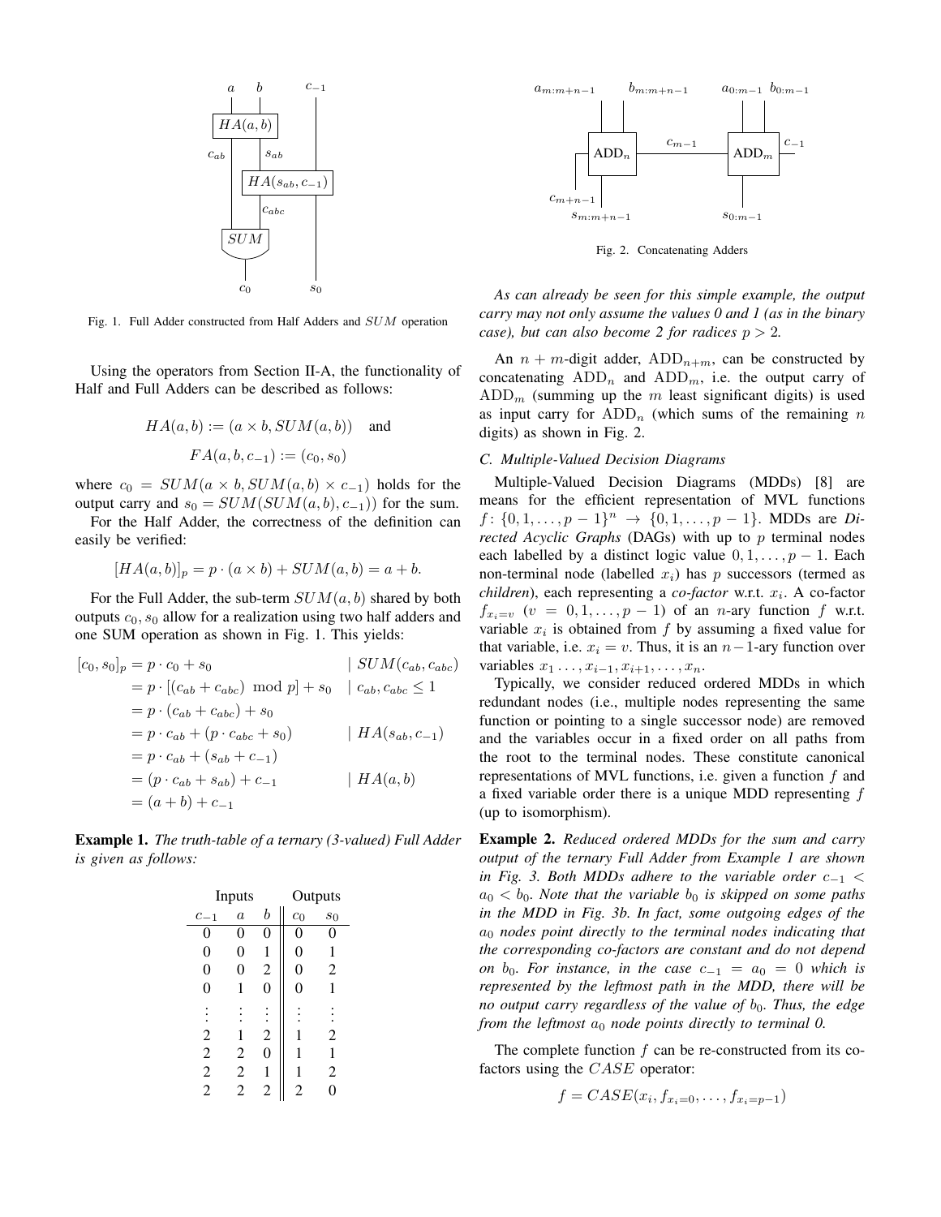Fig. 1. Full Adder constructed from Half Adders and $SUM$ operation

Using the operators from Section II-A, the functionality of Half and Full Adders can be described as follows:

$$HA(a,b) := (a \times b, SUM(a,b)) \quad \text{and}$$

$$FA(a,b,c_{-1}) := (c_0, s_0)$$

where $c_0 = SUM(a \times b, SUM(a,b) \times c_{-1})$ holds for the output carry and $s_0 = SUM(SUM(a,b), c_{-1}))$ for the sum.

For the Half Adder, the correctness of the definition can easily be verified:

$$[HA(a,b)]_p = p \cdot (a \times b) + SUM(a,b) = a + b.$$

For the Full Adder, the sub-term $SUM(a,b)$ shared by both outputs $c_0, s_0$ allow for a realization using two half adders and one SUM operation as shown in Fig. 1. This yields:

$$\begin{aligned}
[c_0, s_0]_p &= p \cdot c_0 + s_0 && \mid SUM(c_{ab}, c_{abc}) \\
&= p \cdot [(c_{ab} + c_{abc}) \mod p] + s_0 && \mid c_{ab}, c_{abc} \leq 1 \\
&= p \cdot (c_{ab} + c_{abc}) + s_0 \\
&= p \cdot c_{ab} + (p \cdot c_{abc} + s_0) && \mid HA(s_{ab}, c_{-1}) \\
&= p \cdot c_{ab} + (s_{ab} + c_{-1}) \\
&= (p \cdot c_{ab} + s_{ab}) + c_{-1} && \mid HA(a,b) \\
&= (a+b) + c_{-1}
\end{aligned}$$

**Example 1.** *The truth-table of a ternary (3-valued) Full Adder is given as follows:*

| Inputs | | | Outputs | |
|---|---|---|---|---|
| $c_{-1}$ | $a$ | $b$ | $c_0$ | $s_0$ |
| 0 | 0 | 0 | 0 | 0 |
| 0 | 0 | 1 | 0 | 1 |
| 0 | 0 | 2 | 0 | 2 |
| 0 | 1 | 0 | 0 | 1 |
| ⋮ | ⋮ | ⋮ | ⋮ | ⋮ |
| 2 | 1 | 2 | 1 | 2 |
| 2 | 2 | 0 | 1 | 1 |
| 2 | 2 | 1 | 1 | 2 |
| 2 | 2 | 2 | 2 | 0 |

Fig. 2. Concatenating Adders

*As can already be seen for this simple example, the output carry may not only assume the values 0 and 1 (as in the binary case), but can also become 2 for radices $p > 2$.*

An $n+m$-digit adder, $\text{ADD}_{n+m}$, can be constructed by concatenating $\text{ADD}_n$ and $\text{ADD}_m$, i.e. the output carry of $\text{ADD}_m$ (summing up the $m$ least significant digits) is used as input carry for $\text{ADD}_n$ (which sums of the remaining $n$ digits) as shown in Fig. 2.

### C. Multiple-Valued Decision Diagrams

Multiple-Valued Decision Diagrams (MDDs) [8] are means for the efficient representation of MVL functions $f\colon \{0,1,\ldots,p-1\}^n \rightarrow \{0,1,\ldots,p-1\}$. MDDs are *Directed Acyclic Graphs* (DAGs) with up to $p$ terminal nodes each labelled by a distinct logic value $0,1,\ldots,p-1$. Each non-terminal node (labelled $x_i$) has $p$ successors (termed as *children*), each representing a *co-factor* w.r.t. $x_i$. A co-factor $f_{x_i=v}$ ($v = 0,1,\ldots,p-1$) of an $n$-ary function $f$ w.r.t. variable $x_i$ is obtained from $f$ by assuming a fixed value for that variable, i.e. $x_i = v$. Thus, it is an $n-1$-ary function over variables $x_1 \ldots, x_{i-1}, x_{i+1}, \ldots, x_n$.

Typically, we consider reduced ordered MDDs in which redundant nodes (i.e., multiple nodes representing the same function or pointing to a single successor node) are removed and the variables occur in a fixed order on all paths from the root to the terminal nodes. These constitute canonical representations of MVL functions, i.e. given a function $f$ and a fixed variable order there is a unique MDD representing $f$ (up to isomorphism).

**Example 2.** *Reduced ordered MDDs for the sum and carry output of the ternary Full Adder from Example 1 are shown in Fig. 3. Both MDDs adhere to the variable order $c_{-1} < a_0 < b_0$. Note that the variable $b_0$ is skipped on some paths in the MDD in Fig. 3b. In fact, some outgoing edges of the $a_0$ nodes point directly to the terminal nodes indicating that the corresponding co-factors are constant and do not depend on $b_0$. For instance, in the case $c_{-1} = a_0 = 0$ which is represented by the leftmost path in the MDD, there will be no output carry regardless of the value of $b_0$. Thus, the edge from the leftmost $a_0$ node points directly to terminal 0.*

The complete function $f$ can be re-constructed from its co-factors using the $CASE$ operator:

$$f = CASE(x_i, f_{x_i=0}, \ldots, f_{x_i=p-1})$$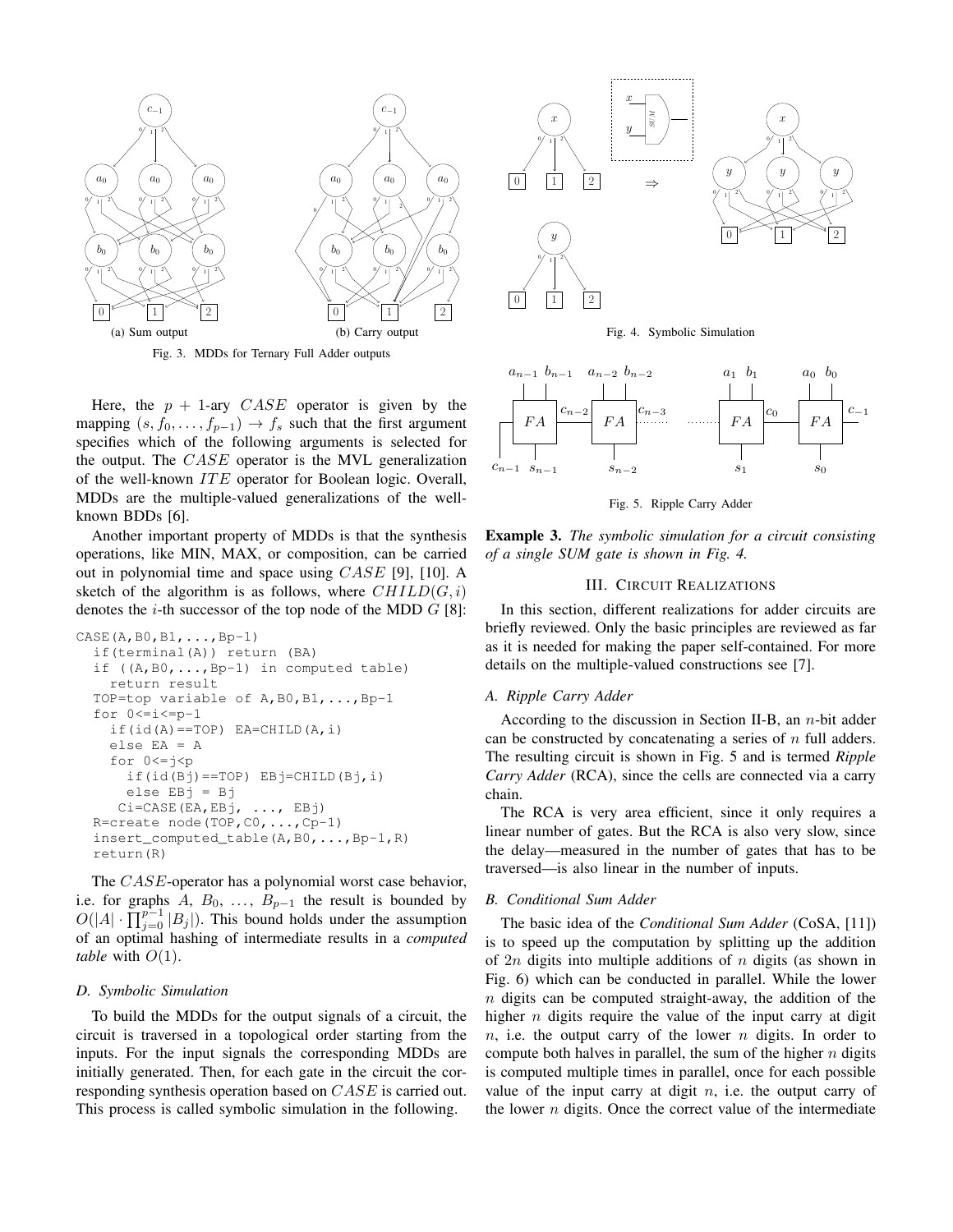Fig. 3. MDDs for Ternary Full Adder outputs

(a) Sum output

(b) Carry output

Here, the $p+1$-ary $CASE$ operator is given by the mapping $(s, f_0, \ldots, f_{p-1}) \to f_s$ such that the first argument specifies which of the following arguments is selected for the output. The $CASE$ operator is the MVL generalization of the well-known $ITE$ operator for Boolean logic. Overall, MDDs are the multiple-valued generalizations of the well-known BDDs [6].

Another important property of MDDs is that the synthesis operations, like MIN, MAX, or composition, can be carried out in polynomial time and space using $CASE$ [9], [10]. A sketch of the algorithm is as follows, where $CHILD(G, i)$ denotes the $i$-th successor of the top node of the MDD $G$ [8]:

```
CASE(A,B0,B1,...,Bp-1)
  if(terminal(A)) return (BA)
  if ((A,B0,...,Bp-1) in computed table)
    return result
  TOP=top variable of A,B0,B1,...,Bp-1
  for 0<=i<=p-1
    if(id(A)==TOP) EA=CHILD(A,i)
    else EA = A
    for 0<=j<p
      if(id(Bj)==TOP) EBj=CHILD(Bj,i)
      else EBj = Bj
     Ci=CASE(EA,EBj, ..., EBj)
  R=create node(TOP,C0,...,Cp-1)
  insert_computed_table(A,B0,...,Bp-1,R)
  return(R)
```

The $CASE$-operator has a polynomial worst case behavior, i.e. for graphs $A$, $B_0$, $\ldots$, $B_{p-1}$ the result is bounded by $O(|A| \cdot \prod_{j=0}^{p-1} |B_j|)$. This bound holds under the assumption of an optimal hashing of intermediate results in a *computed table* with $O(1)$.

### D. Symbolic Simulation

To build the MDDs for the output signals of a circuit, the circuit is traversed in a topological order starting from the inputs. For the input signals the corresponding MDDs are initially generated. Then, for each gate in the circuit the corresponding synthesis operation based on $CASE$ is carried out. This process is called symbolic simulation in the following.

Fig. 4. Symbolic Simulation

Fig. 5. Ripple Carry Adder

**Example 3.** *The symbolic simulation for a circuit consisting of a single SUM gate is shown in Fig. 4.*

## III. Circuit Realizations

In this section, different realizations for adder circuits are briefly reviewed. Only the basic principles are reviewed as far as it is needed for making the paper self-contained. For more details on the multiple-valued constructions see [7].

### A. Ripple Carry Adder

According to the discussion in Section II-B, an $n$-bit adder can be constructed by concatenating a series of $n$ full adders. The resulting circuit is shown in Fig. 5 and is termed *Ripple Carry Adder* (RCA), since the cells are connected via a carry chain.

The RCA is very area efficient, since it only requires a linear number of gates. But the RCA is also very slow, since the delay—measured in the number of gates that has to be traversed—is also linear in the number of inputs.

### B. Conditional Sum Adder

The basic idea of the *Conditional Sum Adder* (CoSA, [11]) is to speed up the computation by splitting up the addition of $2n$ digits into multiple additions of $n$ digits (as shown in Fig. 6) which can be conducted in parallel. While the lower $n$ digits can be computed straight-away, the addition of the higher $n$ digits require the value of the input carry at digit $n$, i.e. the output carry of the lower $n$ digits. In order to compute both halves in parallel, the sum of the higher $n$ digits is computed multiple times in parallel, once for each possible value of the input carry at digit $n$, i.e. the output carry of the lower $n$ digits. Once the correct value of the intermediate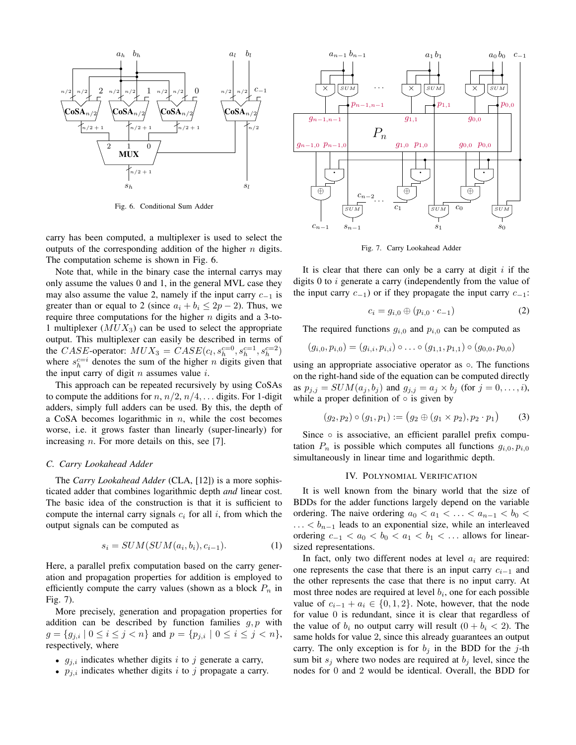Fig. 6. Conditional Sum Adder

carry has been computed, a multiplexer is used to select the outputs of the corresponding addition of the higher $n$ digits. The computation scheme is shown in Fig. 6.

Note that, while in the binary case the internal carrys may only assume the values 0 and 1, in the general MVL case they may also assume the value 2, namely if the input carry $c_{-1}$ is greater than or equal to 2 (since $a_i + b_i \leq 2p - 2$). Thus, we require three computations for the higher $n$ digits and a 3-to-1 multiplexer ($MUX_3$) can be used to select the appropriate output. This multiplexer can easily be described in terms of the $CASE$-operator: $MUX_3 = CASE(c_l, s_h^{c=0}, s_h^{c=1}, s_h^{c=2})$ where $s_h^{c=i}$ denotes the sum of the higher $n$ digits given that the input carry of digit $n$ assumes value $i$.

This approach can be repeated recursively by using CoSAs to compute the additions for $n, n/2, n/4, \ldots$ digits. For 1-digit adders, simply full adders can be used. By this, the depth of a CoSA becomes logarithmic in $n$, while the cost becomes worse, i.e. it grows faster than linearly (super-linearly) for increasing $n$. For more details on this, see [7].

### C. Carry Lookahead Adder

The *Carry Lookahead Adder* (CLA, [12]) is a more sophisticated adder that combines logarithmic depth *and* linear cost. The basic idea of the construction is that it is sufficient to compute the internal carry signals $c_i$ for all $i$, from which the output signals can be computed as

$$s_i = SUM(SUM(a_i, b_i), c_{i-1}). \tag{1}$$

Here, a parallel prefix computation based on the carry generation and propagation properties for addition is employed to efficiently compute the carry values (shown as a block $P_n$ in Fig. 7).

More precisely, generation and propagation properties for addition can be described by function families $g, p$ with $g = \{g_{j,i} \mid 0 \leq i \leq j < n\}$ and $p = \{p_{j,i} \mid 0 \leq i \leq j < n\}$, respectively, where

- $g_{j,i}$ indicates whether digits $i$ to $j$ generate a carry,
- $p_{j,i}$ indicates whether digits $i$ to $j$ propagate a carry.

Fig. 7. Carry Lookahead Adder

It is clear that there can only be a carry at digit $i$ if the digits 0 to $i$ generate a carry (independently from the value of the input carry $c_{-1}$) or if they propagate the input carry $c_{-1}$:

$$c_i = g_{i,0} \oplus (p_{i,0} \cdot c_{-1}) \tag{2}$$

The required functions $g_{i,0}$ and $p_{i,0}$ can be computed as

$$(g_{i,0}, p_{i,0}) = (g_{i,i}, p_{i,i}) \circ \ldots \circ (g_{1,1}, p_{1,1}) \circ (g_{0,0}, p_{0,0})$$

using an appropriate associative operator as $\circ$. The functions on the right-hand side of the equation can be computed directly as $p_{j,j} = SUM(a_j, b_j)$ and $g_{j,j} = a_j \times b_j$ (for $j = 0, \ldots, i$), while a proper definition of $\circ$ is given by

$$(g_2, p_2) \circ (g_1, p_1) := \big(g_2 \oplus (g_1 \times p_2), p_2 \cdot p_1\big) \tag{3}$$

Since $\circ$ is associative, an efficient parallel prefix computation $P_n$ is possible which computes all functions $g_{i,0}, p_{i,0}$ simultaneously in linear time and logarithmic depth.

## IV. Polynomial Verification

It is well known from the binary world that the size of BDDs for the adder functions largely depend on the variable ordering. The naive ordering $a_0 < a_1 < \ldots < a_{n-1} < b_0 < \ldots < b_{n-1}$ leads to an exponential size, while an interleaved ordering $c_{-1} < a_0 < b_0 < a_1 < b_1 < \ldots$ allows for linear-sized representations.

In fact, only two different nodes at level $a_i$ are required: one represents the case that there is an input carry $c_{i-1}$ and the other represents the case that there is no input carry. At most three nodes are required at level $b_i$, one for each possible value of $c_{i-1} + a_i \in \{0, 1, 2\}$. Note, however, that the node for value 0 is redundant, since it is clear that regardless of the value of $b_i$ no output carry will result ($0 + b_i < 2$). The same holds for value 2, since this already guarantees an output carry. The only exception is for $b_j$ in the BDD for the $j$-th sum bit $s_j$ where two nodes are required at $b_j$ level, since the nodes for 0 and 2 would be identical. Overall, the BDD for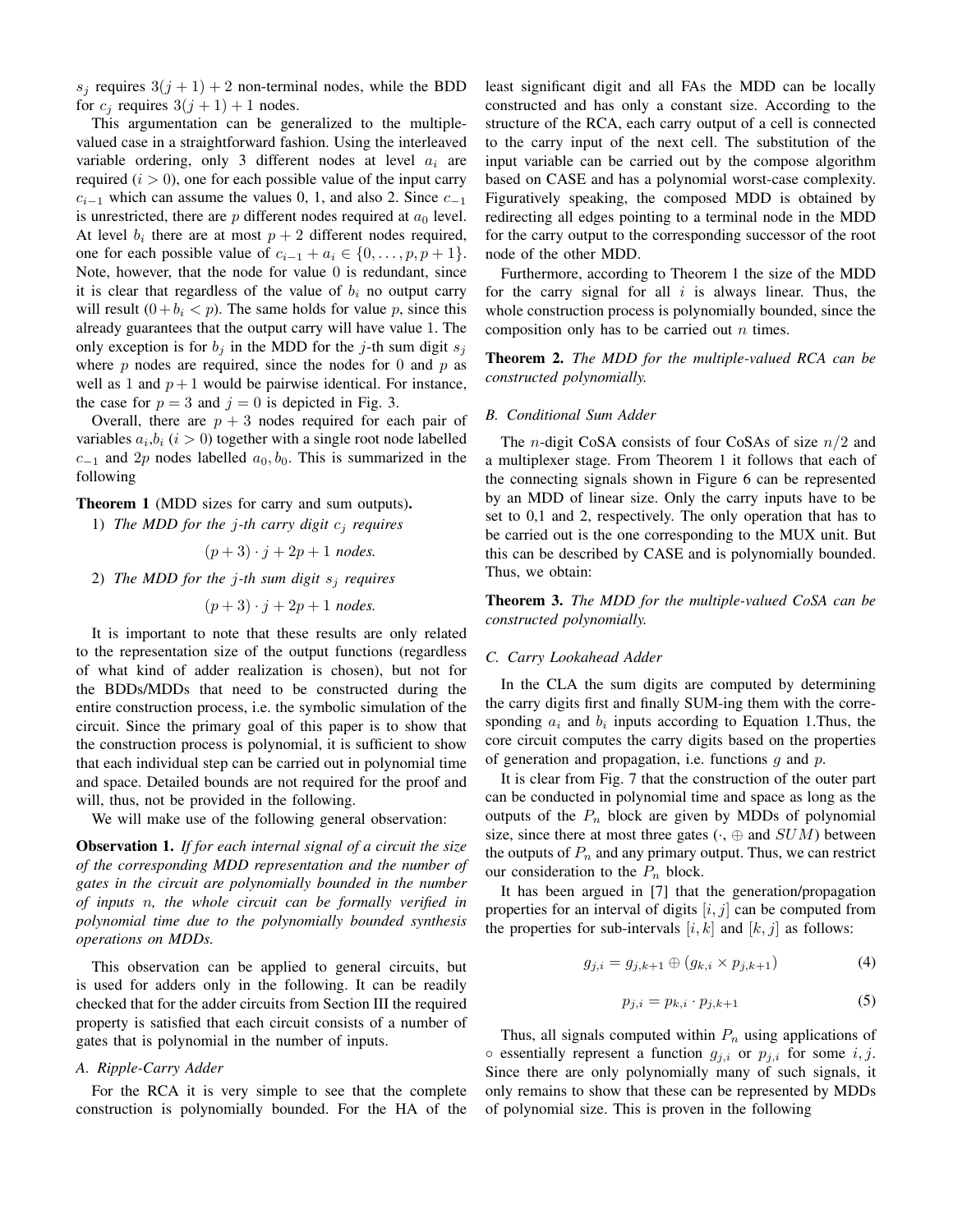$s_j$ requires $3(j+1)+2$ non-terminal nodes, while the BDD for $c_j$ requires $3(j+1)+1$ nodes.

This argumentation can be generalized to the multiple-valued case in a straightforward fashion. Using the interleaved variable ordering, only 3 different nodes at level $a_i$ are required ($i > 0$), one for each possible value of the input carry $c_{i-1}$ which can assume the values 0, 1, and also 2. Since $c_{-1}$ is unrestricted, there are $p$ different nodes required at $a_0$ level. At level $b_i$ there are at most $p+2$ different nodes required, one for each possible value of $c_{i-1} + a_i \in \{0, \ldots, p, p+1\}$. Note, however, that the node for value 0 is redundant, since it is clear that regardless of the value of $b_i$ no output carry will result ($0 + b_i < p$). The same holds for value $p$, since this already guarantees that the output carry will have value 1. The only exception is for $b_j$ in the MDD for the $j$-th sum digit $s_j$ where $p$ nodes are required, since the nodes for 0 and $p$ as well as 1 and $p+1$ would be pairwise identical. For instance, the case for $p = 3$ and $j = 0$ is depicted in Fig. 3.

Overall, there are $p+3$ nodes required for each pair of variables $a_i$,$b_i$ ($i > 0$) together with a single root node labelled $c_{-1}$ and $2p$ nodes labelled $a_0, b_0$. This is summarized in the following

**Theorem 1** (MDD sizes for carry and sum outputs).

1) *The MDD for the $j$-th carry digit $c_j$ requires*

$$(p+3) \cdot j + 2p + 1 \text{ nodes.}$$

2) *The MDD for the $j$-th sum digit $s_j$ requires*

$$(p+3) \cdot j + 2p + 1 \text{ nodes.}$$

It is important to note that these results are only related to the representation size of the output functions (regardless of what kind of adder realization is chosen), but not for the BDDs/MDDs that need to be constructed during the entire construction process, i.e. the symbolic simulation of the circuit. Since the primary goal of this paper is to show that the construction process is polynomial, it is sufficient to show that each individual step can be carried out in polynomial time and space. Detailed bounds are not required for the proof and will, thus, not be provided in the following.

We will make use of the following general observation:

**Observation 1.** *If for each internal signal of a circuit the size of the corresponding MDD representation and the number of gates in the circuit are polynomially bounded in the number of inputs $n$, the whole circuit can be formally verified in polynomial time due to the polynomially bounded synthesis operations on MDDs.*

This observation can be applied to general circuits, but is used for adders only in the following. It can be readily checked that for the adder circuits from Section III the required property is satisfied that each circuit consists of a number of gates that is polynomial in the number of inputs.

### A. Ripple-Carry Adder

For the RCA it is very simple to see that the complete construction is polynomially bounded. For the HA of the least significant digit and all FAs the MDD can be locally constructed and has only a constant size. According to the structure of the RCA, each carry output of a cell is connected to the carry input of the next cell. The substitution of the input variable can be carried out by the compose algorithm based on CASE and has a polynomial worst-case complexity. Figuratively speaking, the composed MDD is obtained by redirecting all edges pointing to a terminal node in the MDD for the carry output to the corresponding successor of the root node of the other MDD.

Furthermore, according to Theorem 1 the size of the MDD for the carry signal for all $i$ is always linear. Thus, the whole construction process is polynomially bounded, since the composition only has to be carried out $n$ times.

**Theorem 2.** *The MDD for the multiple-valued RCA can be constructed polynomially.*

### B. Conditional Sum Adder

The $n$-digit CoSA consists of four CoSAs of size $n/2$ and a multiplexer stage. From Theorem 1 it follows that each of the connecting signals shown in Figure 6 can be represented by an MDD of linear size. Only the carry inputs have to be set to 0,1 and 2, respectively. The only operation that has to be carried out is the one corresponding to the MUX unit. But this can be described by CASE and is polynomially bounded. Thus, we obtain:

**Theorem 3.** *The MDD for the multiple-valued CoSA can be constructed polynomially.*

### C. Carry Lookahead Adder

In the CLA the sum digits are computed by determining the carry digits first and finally SUM-ing them with the corresponding $a_i$ and $b_i$ inputs according to Equation 1.Thus, the core circuit computes the carry digits based on the properties of generation and propagation, i.e. functions $g$ and $p$.

It is clear from Fig. 7 that the construction of the outer part can be conducted in polynomial time and space as long as the outputs of the $P_n$ block are given by MDDs of polynomial size, since there at most three gates ($\cdot$, $\oplus$ and $SUM$) between the outputs of $P_n$ and any primary output. Thus, we can restrict our consideration to the $P_n$ block.

It has been argued in [7] that the generation/propagation properties for an interval of digits $[i, j]$ can be computed from the properties for sub-intervals $[i, k]$ and $[k, j]$ as follows:

$$g_{j,i} = g_{j,k+1} \oplus (g_{k,i} \times p_{j,k+1}) \tag{4}$$

$$p_{j,i} = p_{k,i} \cdot p_{j,k+1} \tag{5}$$

Thus, all signals computed within $P_n$ using applications of $\circ$ essentially represent a function $g_{j,i}$ or $p_{j,i}$ for some $i, j$. Since there are only polynomially many of such signals, it only remains to show that these can be represented by MDDs of polynomial size. This is proven in the following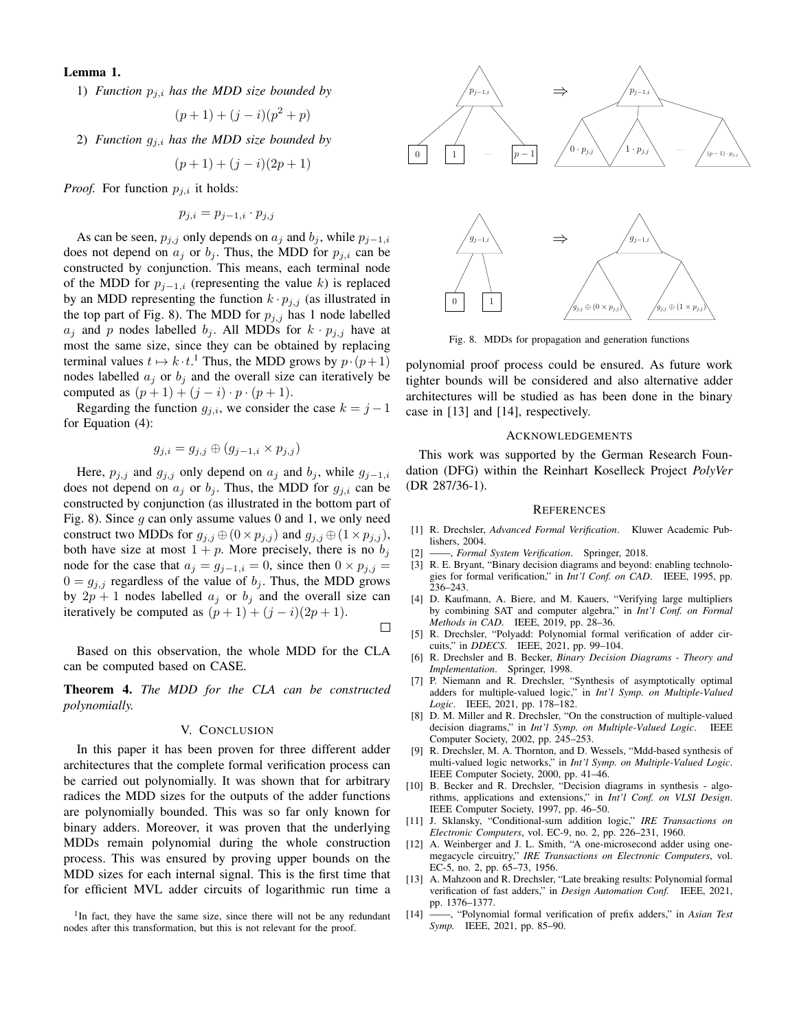**Lemma 1.**

1) *Function $p_{j,i}$ has the MDD size bounded by*

$$(p+1)+(j-i)(p^2+p)$$

2) *Function $g_{j,i}$ has the MDD size bounded by*

$$(p+1)+(j-i)(2p+1)$$

*Proof.* For function $p_{j,i}$ it holds:

$$p_{j,i} = p_{j-1,i} \cdot p_{j,j}$$

As can be seen, $p_{j,j}$ only depends on $a_j$ and $b_j$, while $p_{j-1,i}$ does not depend on $a_j$ or $b_j$. Thus, the MDD for $p_{j,i}$ can be constructed by conjunction. This means, each terminal node of the MDD for $p_{j-1,i}$ (representing the value $k$) is replaced by an MDD representing the function $k \cdot p_{j,j}$ (as illustrated in the top part of Fig. 8). The MDD for $p_{j,j}$ has 1 node labelled $a_j$ and $p$ nodes labelled $b_j$. All MDDs for $k \cdot p_{j,j}$ have at most the same size, since they can be obtained by replacing terminal values $t \mapsto k \cdot t$.[1] Thus, the MDD grows by $p \cdot (p+1)$ nodes labelled $a_j$ or $b_j$ and the overall size can iteratively be computed as $(p+1)+(j-i)\cdot p \cdot (p+1)$.

Regarding the function $g_{j,i}$, we consider the case $k = j-1$ for Equation (4):

$$g_{j,i} = g_{j,j} \oplus (g_{j-1,i} \times p_{j,j})$$

Here, $p_{j,j}$ and $g_{j,j}$ only depend on $a_j$ and $b_j$, while $g_{j-1,i}$ does not depend on $a_j$ or $b_j$. Thus, the MDD for $g_{j,i}$ can be constructed by conjunction (as illustrated in the bottom part of Fig. 8). Since $g$ can only assume values 0 and 1, we only need construct two MDDs for $g_{j,j} \oplus (0 \times p_{j,j})$ and $g_{j,j} \oplus (1 \times p_{j,j})$, both have size at most $1+p$. More precisely, there is no $b_j$ node for the case that $a_j = g_{j-1,i} = 0$, since then $0 \times p_{j,j} = 0 = g_{j,j}$ regardless of the value of $b_j$. Thus, the MDD grows by $2p+1$ nodes labelled $a_j$ or $b_j$ and the overall size can iteratively be computed as $(p+1)+(j-i)(2p+1)$. □

Based on this observation, the whole MDD for the CLA can be computed based on CASE.

**Theorem 4.** *The MDD for the CLA can be constructed polynomially.*

## V. Conclusion

In this paper it has been proven for three different adder architectures that the complete formal verification process can be carried out polynomially. It was shown that for arbitrary radices the MDD sizes for the outputs of the adder functions are polynomially bounded. This was so far only known for binary adders. Moreover, it was proven that the underlying MDDs remain polynomial during the whole construction process. This was ensured by proving upper bounds on the MDD sizes for each internal signal. This is the first time that for efficient MVL adder circuits of logarithmic run time a polynomial proof process could be ensured. As future work tighter bounds will be considered and also alternative adder architectures will be studied as has been done in the binary case in [13] and [14], respectively.

[1] In fact, they have the same size, since there will not be any redundant nodes after this transformation, but this is not relevant for the proof.

$p_{j-1,i}$ ⇒ $p_{j-1,i}$

0 1 … $p-1$

$0 \cdot p_{j,j}$ $1 \cdot p_{j,j}$ … $(p-1) \cdot p_{j,j}$

$g_{j-1,i}$ ⇒ $g_{j-1,i}$

0 1

$g_{j,j} \oplus (0 \times p_{j,j})$ $g_{j,j} \oplus (1 \times p_{j,j})$

Fig. 8. MDDs for propagation and generation functions

## Acknowledgements

This work was supported by the German Research Foundation (DFG) within the Reinhart Koselleck Project *PolyVer* (DR 287/36-1).

## References

[1] R. Drechsler, *Advanced Formal Verification*. Kluwer Academic Publishers, 2004.

[2] ——, *Formal System Verification*. Springer, 2018.

[3] R. E. Bryant, "Binary decision diagrams and beyond: enabling technologies for formal verification," in *Int'l Conf. on CAD*. IEEE, 1995, pp. 236–243.

[4] D. Kaufmann, A. Biere, and M. Kauers, "Verifying large multipliers by combining SAT and computer algebra," in *Int'l Conf. on Formal Methods in CAD*. IEEE, 2019, pp. 28–36.

[5] R. Drechsler, "Polyadd: Polynomial formal verification of adder circuits," in *DDECS*. IEEE, 2021, pp. 99–104.

[6] R. Drechsler and B. Becker, *Binary Decision Diagrams - Theory and Implementation*. Springer, 1998.

[7] P. Niemann and R. Drechsler, "Synthesis of asymptotically optimal adders for multiple-valued logic," in *Int'l Symp. on Multiple-Valued Logic*. IEEE, 2021, pp. 178–182.

[8] D. M. Miller and R. Drechsler, "On the construction of multiple-valued decision diagrams," in *Int'l Symp. on Multiple-Valued Logic*. IEEE Computer Society, 2002, pp. 245–253.

[9] R. Drechsler, M. A. Thornton, and D. Wessels, "Mdd-based synthesis of multi-valued logic networks," in *Int'l Symp. on Multiple-Valued Logic*. IEEE Computer Society, 2000, pp. 41–46.

[10] B. Becker and R. Drechsler, "Decision diagrams in synthesis - algorithms, applications and extensions," in *Int'l Conf. on VLSI Design*. IEEE Computer Society, 1997, pp. 46–50.

[11] J. Sklansky, "Conditional-sum addition logic," *IRE Transactions on Electronic Computers*, vol. EC-9, no. 2, pp. 226–231, 1960.

[12] A. Weinberger and J. L. Smith, "A one-microsecond adder using one-megacycle circuitry," *IRE Transactions on Electronic Computers*, vol. EC-5, no. 2, pp. 65–73, 1956.

[13] A. Mahzoon and R. Drechsler, "Late breaking results: Polynomial formal verification of fast adders," in *Design Automation Conf.* IEEE, 2021, pp. 1376–1377.

[14] ——, "Polynomial formal verification of prefix adders," in *Asian Test Symp.* IEEE, 2021, pp. 85–90.